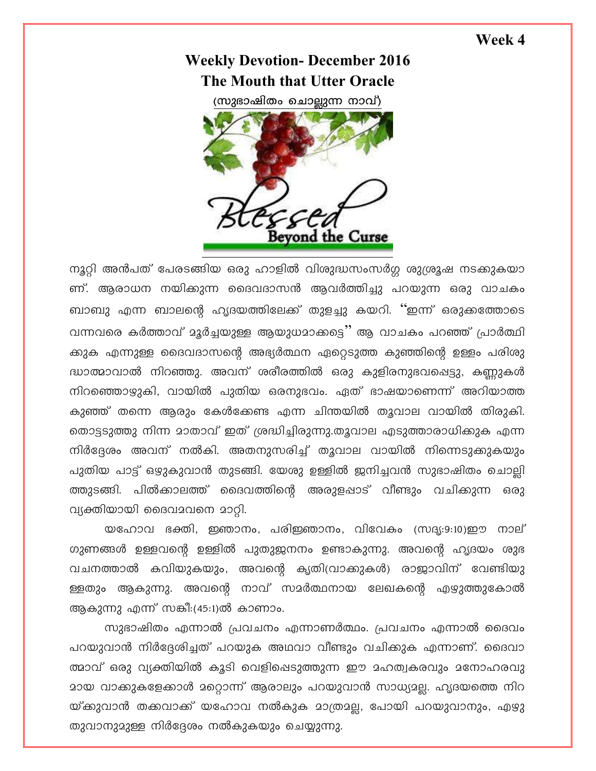Week 4

# Weekly Devotion- December 2016

# The Mouth that Utter Oracle

(സുഭാഷിതം ചൊല്ലുന്ന നാവ്)

നൂറ്റി അൻപത് പേരടങ്ങിയ ഒരു ഹാളിൽ വിശുദ്ധസംസർഗ്ഗ ശുശ്രൂഷ നടക്കുകയാണ്. ആരാധന നയിക്കുന്ന ദൈവദാസൻ ആവർത്തിച്ചു പറയുന്ന ഒരു വാചകം ബാബു എന്ന ബാലന്റെ ഹൃദയത്തിലേക്ക് തുളച്ചു കയറി. "ഇന്ന് ഒരുക്കത്തോടെ വന്നവരെ കർത്താവ് മൂർച്ചയുള്ള ആയുധമാക്കട്ടെ" ആ വാചകം പറഞ്ഞ് പ്രാർത്ഥിക്കുക എന്നുള്ള ദൈവദാസന്റെ അഭ്യർത്ഥന ഏറ്റെടുത്ത കുഞ്ഞിന്റെ ഉള്ളം പരിശുദ്ധാത്മാവാൽ നിറഞ്ഞു. അവന് ശരീരത്തിൽ ഒരു കുളിരനുഭവപ്പെട്ടു, കണ്ണുകൾ നിറഞ്ഞൊഴുകി, വായിൽ പുതിയ ഒരനുഭവം. ഏത് ഭാഷയാണെന്ന് അറിയാത്ത കുഞ്ഞ് തന്നെ ആരും കേൾക്കേണ്ട എന്ന ചിന്തയിൽ തൂവാല വായിൽ തിരുകി. തൊട്ടടുത്തു നിന്ന മാതാവ് ഇത് ശ്രദ്ധിച്ചിരുന്നു.തൂവാല എടുത്താരാധിക്കുക എന്ന നിർദ്ദേശം അവന് നൽകി. അതനുസരിച്ച് തൂവാല വായിൽ നിന്നെടുക്കുകയും പുതിയ പാട്ട് ഒഴുകുവാൻ തുടങ്ങി. യേശു ഉള്ളിൽ ജനിച്ചവൻ സുഭാഷിതം ചൊല്ലിത്തുടങ്ങി. പിൽക്കാലത്ത് ദൈവത്തിന്റെ അരുളപ്പാട് വീണ്ടും വചിക്കുന്ന ഒരു വ്യക്തിയായി ദൈവമവനെ മാറ്റി.

യഹോവ ഭക്തി, ജ്ഞാനം, പരിജ്ഞാനം, വിവേകം (സദൃ:9:10)ഈ നാല് ഗുണങ്ങൾ ഉള്ളവന്റെ ഉള്ളിൽ പുതുജനനം ഉണ്ടാകുന്നു. അവന്റെ ഹൃദയം ശുഭവചനത്താൽ കവിയുകയും, അവന്റെ കൃതി(വാക്കുകൾ) രാജാവിന് വേണ്ടിയുള്ളതും ആകുന്നു. അവന്റെ നാവ് സമർത്ഥനായ ലേഖകന്റെ എഴുത്തുകോൽ ആകുന്നു എന്ന് സങ്കീ:(45:1)ൽ കാണാം.

സുഭാഷിതം എന്നാൽ പ്രവചനം എന്നാണർത്ഥം. പ്രവചനം എന്നാൽ ദൈവം പറയുവാൻ നിർദ്ദേശിച്ചത് പറയുക അഥവാ വീണ്ടും വചിക്കുക എന്നാണ്. ദൈവാത്മാവ് ഒരു വ്യക്തിയിൽ കൂടി വെളിപ്പെടുത്തുന്ന ഈ മഹത്വകരവും മനോഹരവുമായ വാക്കുകളേക്കാൾ മറ്റൊന്ന് ആരാലും പറയുവാൻ സാധ്യമല്ല. ഹൃദയത്തെ നിറയ്ക്കുവാൻ തക്കവാക്ക് യഹോവ നൽകുക മാത്രമല്ല, പോയി പറയുവാനും, എഴുതുവാനുമുള്ള നിർദ്ദേശം നൽകുകയും ചെയ്യുന്നു.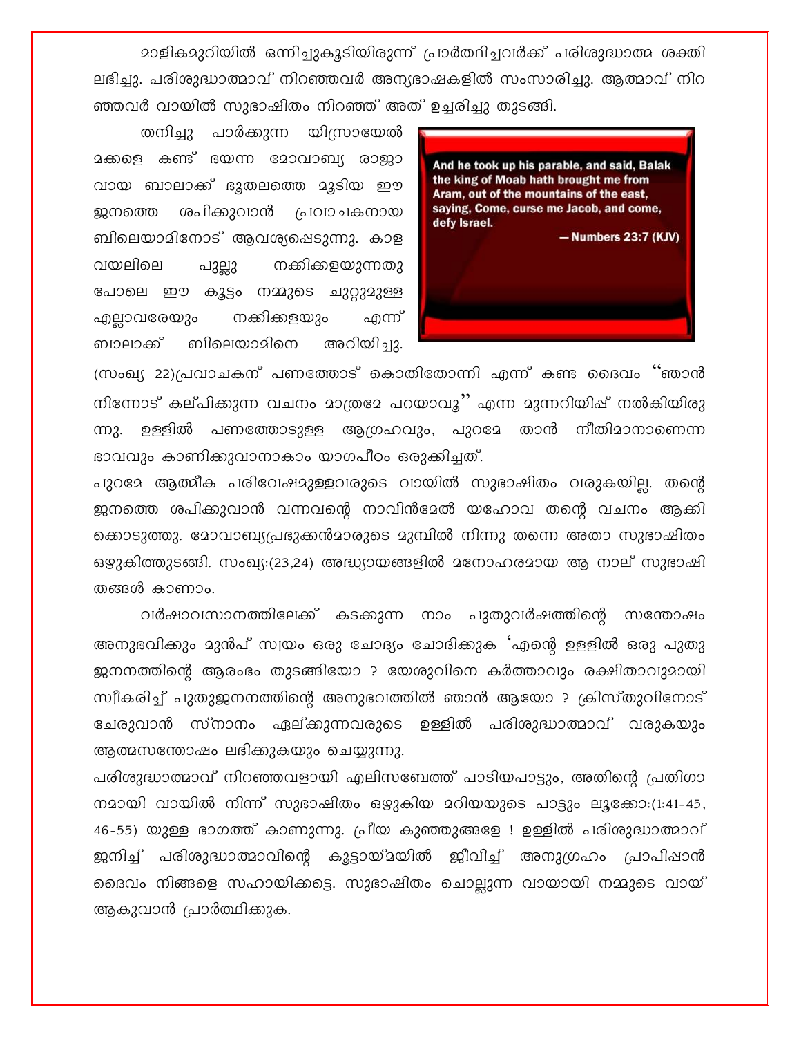മാളികമുറിയിൽ ഒന്നിച്ചുകൂടിയിരുന്ന് പ്രാർത്ഥിച്ചവർക്ക് പരിശുദ്ധാത്മ ശക്തി ലഭിച്ചു. പരിശുദ്ധാത്മാവ് നിറഞ്ഞവർ അന്യഭാഷകളിൽ സംസാരിച്ചു. ആത്മാവ് നിറഞ്ഞവർ വായിൽ സുഭാഷിതം നിറഞ്ഞ് അത് ഉച്ചരിച്ചു തുടങ്ങി.

And he took up his parable, and said, Balak the king of Moab hath brought me from Aram, out of the mountains of the east, saying, Come, curse me Jacob, and come, defy Israel.

— Numbers 23:7 (KJV)

തനിച്ചു പാർക്കുന്ന യിസ്രായേൽ മക്കളെ കണ്ട് ഭയന്ന മോവാബ്യ രാജാവായ ബാലാക്ക് ഭൂതലത്തെ മൂടിയ ഈ ജനത്തെ ശപിക്കുവാൻ പ്രവാചകനായ ബിലെയാമിനോട് ആവശ്യപ്പെടുന്നു. കാള വയലിലെ പുല്ലു നക്കിക്കളയുന്നതു പോലെ ഈ കൂട്ടം നമ്മുടെ ചുറ്റുമുള്ള എല്ലാവരേയും നക്കിക്കളയും എന്ന് ബാലാക്ക് ബിലെയാമിനെ അറിയിച്ചു. (സംഖ്യ 22)പ്രവാചകന് പണത്തോട് കൊതിതോന്നി എന്ന് കണ്ട ദൈവം "ഞാൻ നിന്നോട് കല്പിക്കുന്ന വചനം മാത്രമേ പറയാവൂ" എന്ന മുന്നറിയിപ്പ് നൽകിയിരുന്നു. ഉള്ളിൽ പണത്തോടുള്ള ആഗ്രഹവും, പുറമേ താൻ നീതിമാനാണെന്ന ഭാവവും കാണിക്കുവാനാകാം യാഗപീഠം ഒരുക്കിച്ചത്.

പുറമേ ആത്മീക പരിവേഷമുള്ളവരുടെ വായിൽ സുഭാഷിതം വരുകയില്ല. തന്റെ ജനത്തെ ശപിക്കുവാൻ വന്നവന്റെ നാവിൻമേൽ യഹോവ തന്റെ വചനം ആക്കി കൊടുത്തു. മോവാബ്യപ്രഭുക്കൻമാരുടെ മുമ്പിൽ നിന്നു തന്നെ അതാ സുഭാഷിതം ഒഴുകിത്തുടങ്ങി. സംഖ്യ:(23,24) അദ്ധ്യായങ്ങളിൽ മനോഹരമായ ആ നാല് സുഭാഷിതങ്ങൾ കാണാം.

വർഷാവസാനത്തിലേക്ക് കടക്കുന്ന നാം പുതുവർഷത്തിന്റെ സന്തോഷം അനുഭവിക്കും മുൻപ് സ്വയം ഒരു ചോദ്യം ചോദിക്കുക 'എന്റെ ഉള്ളിൽ ഒരു പുതു ജനനത്തിന്റെ ആരംഭം തുടങ്ങിയോ ? യേശുവിനെ കർത്താവും രക്ഷിതാവുമായി സ്വീകരിച്ച് പുതുജനനത്തിന്റെ അനുഭവത്തിൽ ഞാൻ ആയോ ? ക്രിസ്തുവിനോട് ചേരുവാൻ സ്നാനം ഏല്ക്കുന്നവരുടെ ഉള്ളിൽ പരിശുദ്ധാത്മാവ് വരുകയും ആത്മസന്തോഷം ലഭിക്കുകയും ചെയ്യുന്നു.

പരിശുദ്ധാത്മാവ് നിറഞ്ഞവളായി എലിസബേത്ത് പാടിയപാട്ടും, അതിന്റെ പ്രതിഗാനമായി വായിൽ നിന്ന് സുഭാഷിതം ഒഴുകിയ മറിയയുടെ പാട്ടും ലൂക്കോ:(1:41-45, 46-55) യുള്ള ഭാഗത്ത് കാണുന്നു. പ്രീയ കുഞ്ഞുങ്ങളേ ! ഉള്ളിൽ പരിശുദ്ധാത്മാവ് ജനിച്ച് പരിശുദ്ധാത്മാവിന്റെ കൂട്ടായ്മയിൽ ജീവിച്ച് അനുഗ്രഹം പ്രാപിപ്പാൻ ദൈവം നിങ്ങളെ സഹായിക്കട്ടെ. സുഭാഷിതം ചൊല്ലുന്ന വായായി നമ്മുടെ വായ് ആകുവാൻ പ്രാർത്ഥിക്കുക.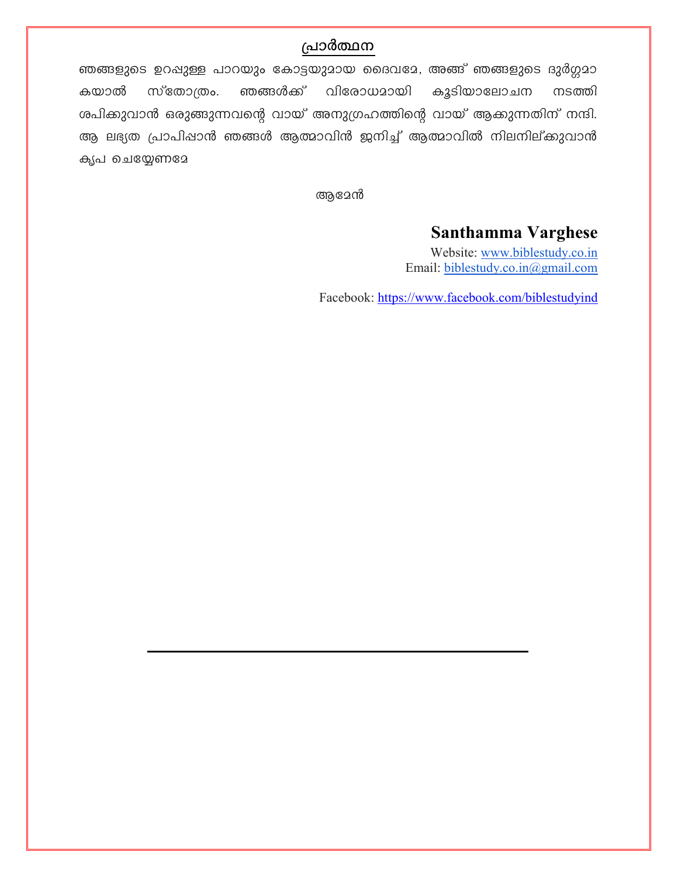## പ്രാർത്ഥന

ഞങ്ങളുടെ ഉറപ്പുള്ള പാറയും കോട്ടയുമായ ദൈവമേ, അങ്ങ് ഞങ്ങളുടെ ദുർഗ്ഗമാകയാൽ സ്തോത്രം. ഞങ്ങൾക്ക് വിരോധമായി കൂടിയാലോചന നടത്തി ശപിക്കുവാൻ ഒരുങ്ങുന്നവന്റെ വായ് അനുഗ്രഹത്തിന്റെ വായ് ആക്കുന്നതിന് നന്ദി. ആ ലഭ്യത പ്രാപിപ്പാൻ ഞങ്ങൾ ആത്മാവിൽ ജനിച്ച് ആത്മാവിൽ നിലനില്ക്കുവാൻ കൃപ ചെയ്യേണമേ

ആമേൻ

**Santhamma Varghese**

Website: www.biblestudy.co.in
Email: biblestudy.co.in@gmail.com

Facebook: https://www.facebook.com/biblestudyind